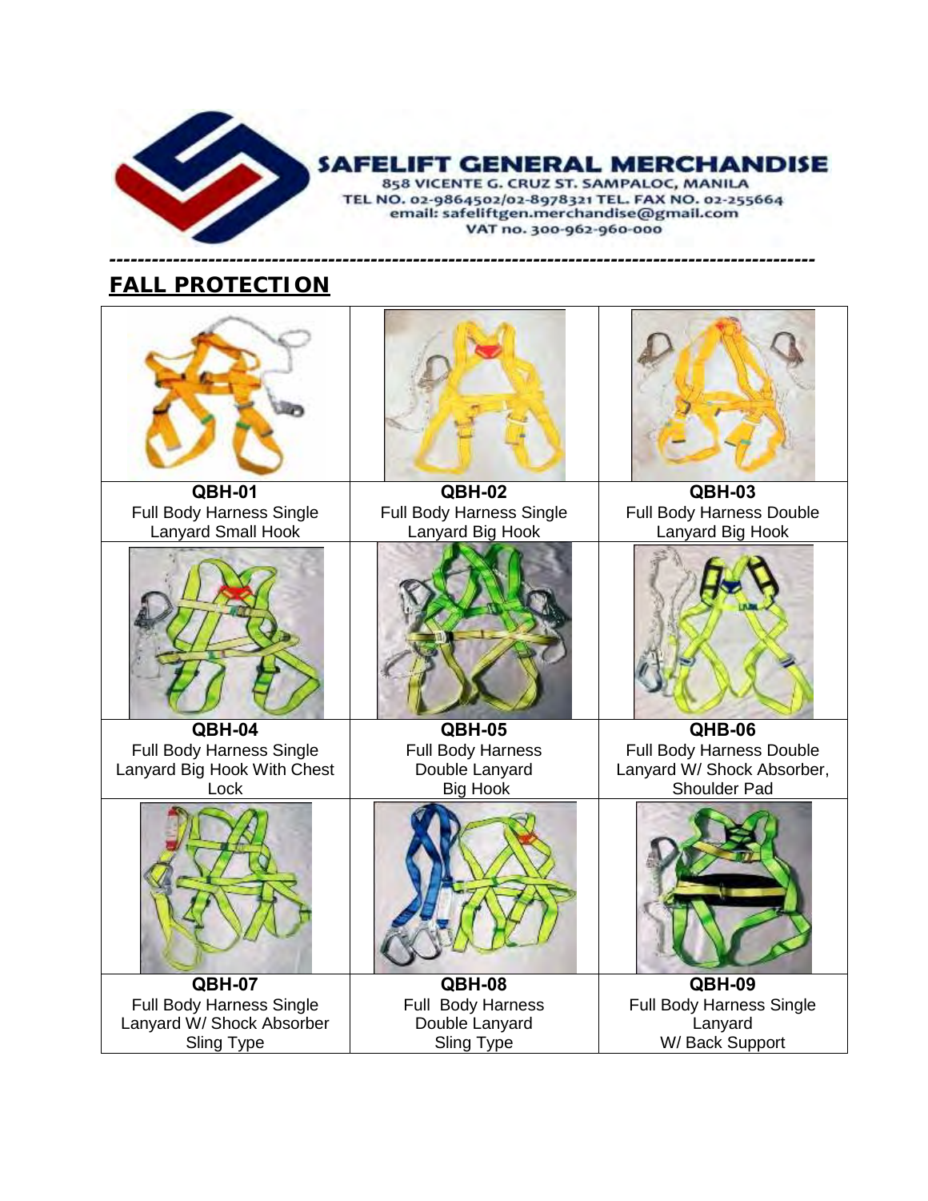**SAFELIFT GENERAL MERCHANDISE**
858 VICENTE G. CRUZ ST. SAMPALOC, MANILA
TEL NO. 02-9864502/02-8978321 TEL. FAX NO. 02-255664
email: safeliftgen.merchandise@gmail.com
VAT no. 300-962-960-000

---

## FALL PROTECTION

| | | |
|---|---|---|
| **QBH-01**<br>Full Body Harness Single Lanyard Small Hook | **QBH-02**<br>Full Body Harness Single Lanyard Big Hook | **QBH-03**<br>Full Body Harness Double Lanyard Big Hook |
| **QBH-04**<br>Full Body Harness Single Lanyard Big Hook With Chest Lock | **QBH-05**<br>Full Body Harness Double Lanyard Big Hook | **QHB-06**<br>Full Body Harness Double Lanyard W/ Shock Absorber, Shoulder Pad |
| **QBH-07**<br>Full Body Harness Single Lanyard W/ Shock Absorber Sling Type | **QBH-08**<br>Full Body Harness Double Lanyard Sling Type | **QBH-09**<br>Full Body Harness Single Lanyard W/ Back Support |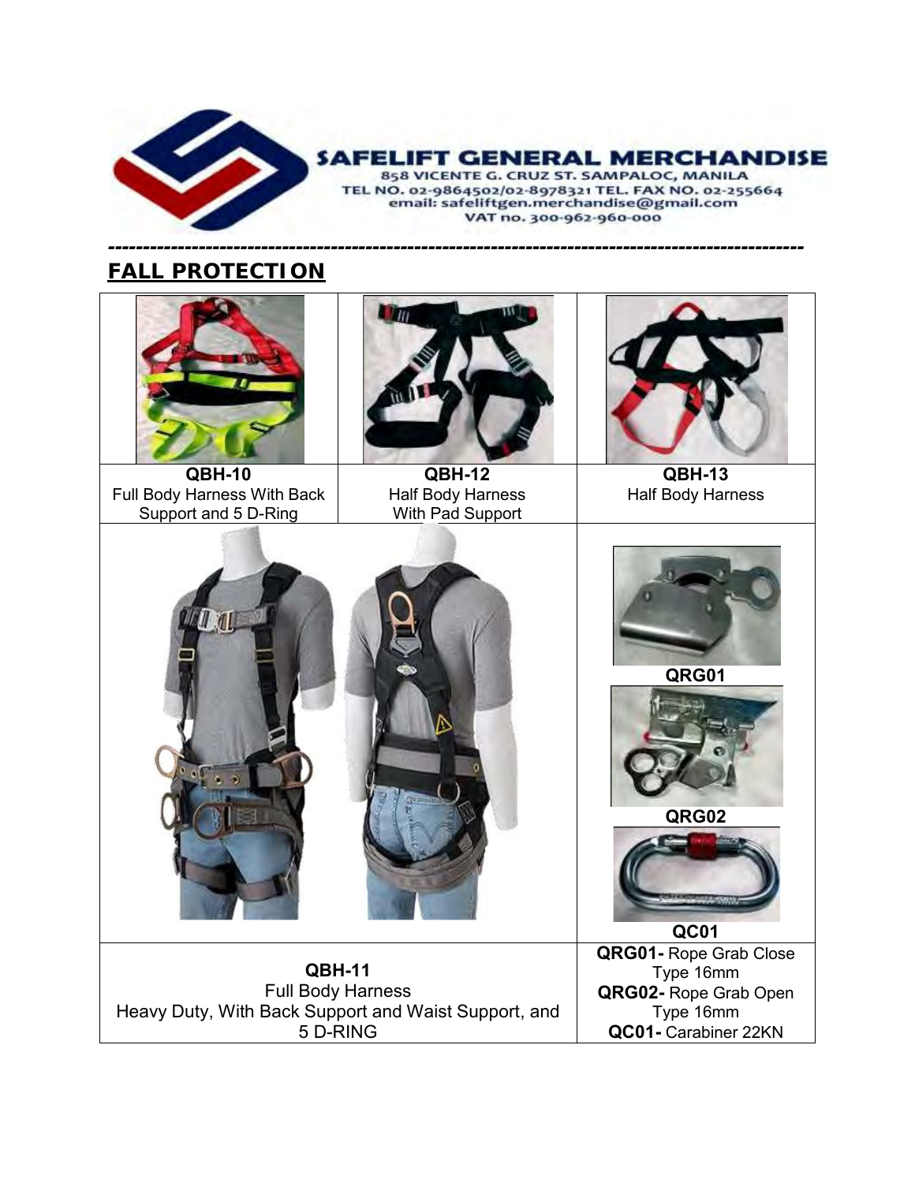**SAFELIFT GENERAL MERCHANDISE**
858 VICENTE G. CRUZ ST. SAMPALOC, MANILA
TEL NO. 02-9864502/02-8978321 TEL. FAX NO. 02-255664
email: safeliftgen.merchandise@gmail.com
VAT no. 300-962-960-000

---

## FALL PROTECTION

| | | |
|---|---|---|
| **QBH-10**<br>Full Body Harness With Back Support and 5 D-Ring | **QBH-12**<br>Half Body Harness With Pad Support | **QBH-13**<br>Half Body Harness |
| | | **QRG01**<br>**QRG02**<br>**QC01** |
| **QBH-11**<br>Full Body Harness<br>Heavy Duty, With Back Support and Waist Support, and 5 D-RING | | **QRG01-** Rope Grab Close Type 16mm<br>**QRG02-** Rope Grab Open Type 16mm<br>**QC01-** Carabiner 22KN |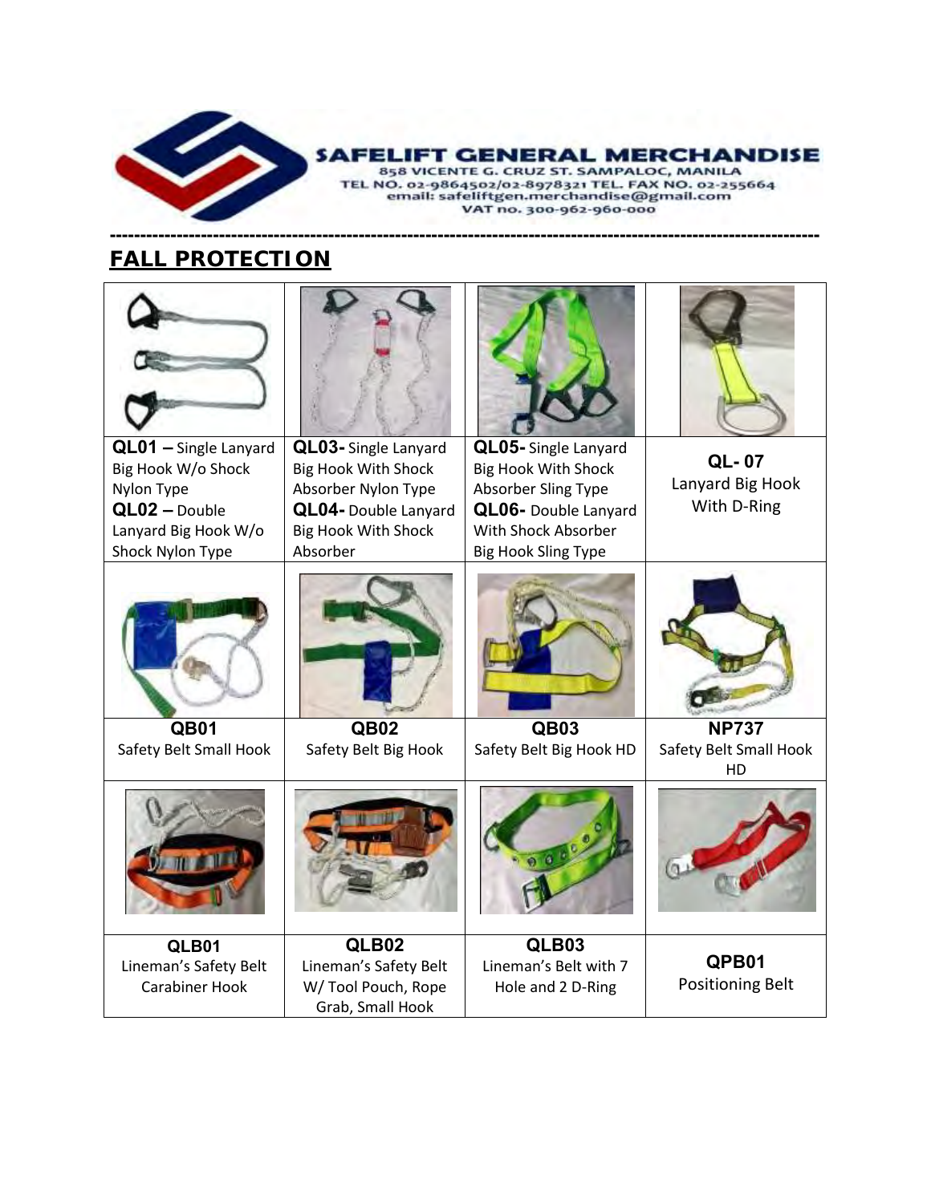SAFELIFT GENERAL MERCHANDISE
858 VICENTE G. CRUZ ST. SAMPALOC, MANILA
TEL NO. 02-9864502/02-8978321 TEL. FAX NO. 02-255664
email: safeliftgen.merchandise@gmail.com
VAT no. 300-962-960-000

## FALL PROTECTION

| | | | |
|---|---|---|---|
| **QL01 –** Single Lanyard Big Hook W/o Shock Nylon Type<br>**QL02 –** Double Lanyard Big Hook W/o Shock Nylon Type | **QL03-** Single Lanyard Big Hook With Shock Absorber Nylon Type<br>**QL04-** Double Lanyard Big Hook With Shock Absorber | **QL05-** Single Lanyard Big Hook With Shock Absorber Sling Type<br>**QL06-** Double Lanyard With Shock Absorber Big Hook Sling Type | **QL- 07**<br>Lanyard Big Hook With D-Ring |
| **QB01**<br>Safety Belt Small Hook | **QB02**<br>Safety Belt Big Hook | **QB03**<br>Safety Belt Big Hook HD | **NP737**<br>Safety Belt Small Hook HD |
| **QLB01**<br>Lineman's Safety Belt Carabiner Hook | **QLB02**<br>Lineman's Safety Belt W/ Tool Pouch, Rope Grab, Small Hook | **QLB03**<br>Lineman's Belt with 7 Hole and 2 D-Ring | **QPB01**<br>Positioning Belt |